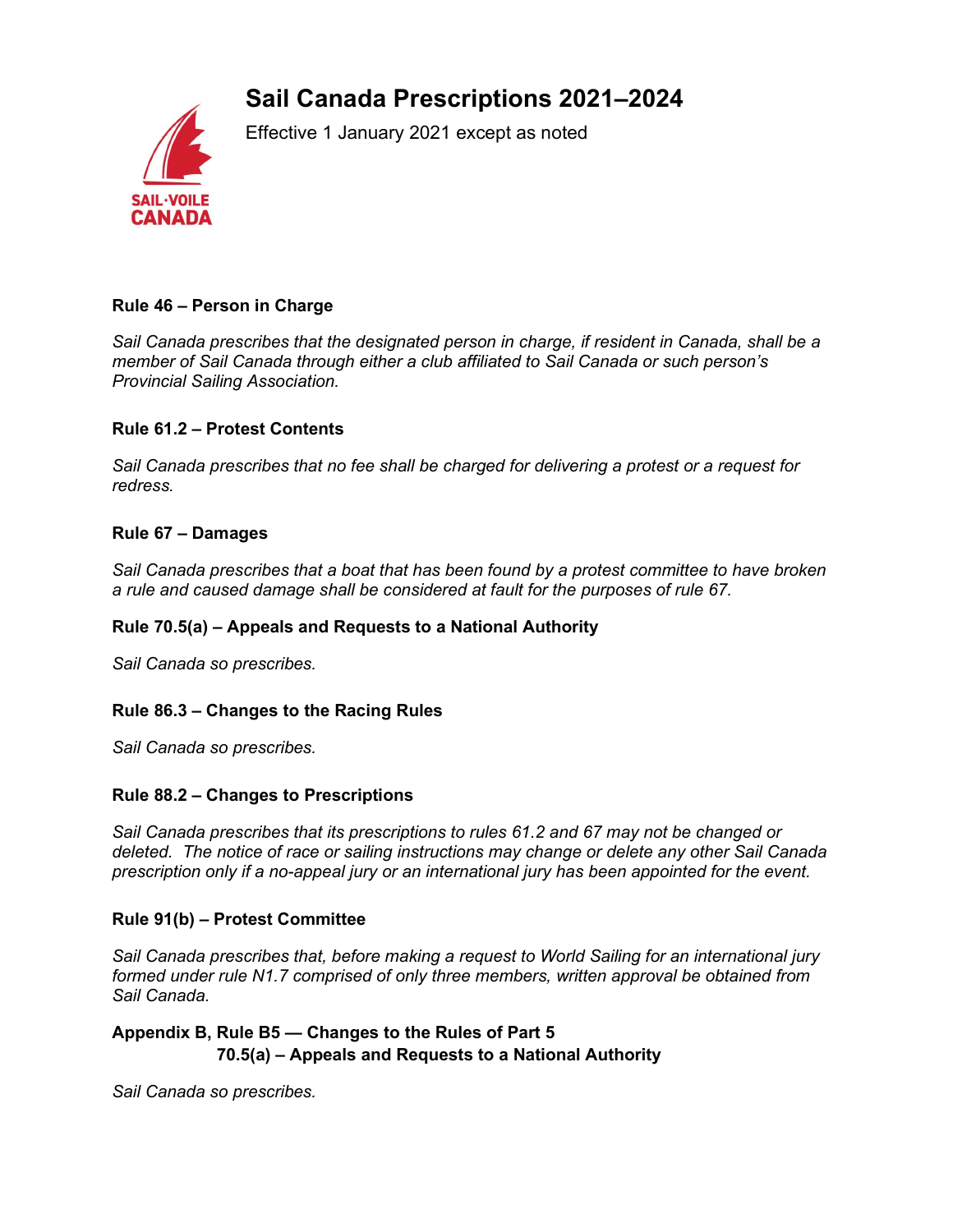# Sail Canada Prescriptions 2021–2024

Effective 1 January 2021 except as noted

### Rule 46 – Person in Charge

*Sail Canada prescribes that the designated person in charge, if resident in Canada, shall be a member of Sail Canada through either a club affiliated to Sail Canada or such person's Provincial Sailing Association.*

### Rule 61.2 – Protest Contents

*Sail Canada prescribes that no fee shall be charged for delivering a protest or a request for redress.*

### Rule 67 – Damages

*Sail Canada prescribes that a boat that has been found by a protest committee to have broken a rule and caused damage shall be considered at fault for the purposes of rule 67.*

### Rule 70.5(a) – Appeals and Requests to a National Authority

*Sail Canada so prescribes.*

### Rule 86.3 – Changes to the Racing Rules

*Sail Canada so prescribes.*

### Rule 88.2 – Changes to Prescriptions

*Sail Canada prescribes that its prescriptions to rules 61.2 and 67 may not be changed or deleted. The notice of race or sailing instructions may change or delete any other Sail Canada prescription only if a no-appeal jury or an international jury has been appointed for the event.*

### Rule 91(b) – Protest Committee

*Sail Canada prescribes that, before making a request to World Sailing for an international jury formed under rule N1.7 comprised of only three members, written approval be obtained from Sail Canada.*

### Appendix B, Rule B5 — Changes to the Rules of Part 5
### 70.5(a) – Appeals and Requests to a National Authority

*Sail Canada so prescribes.*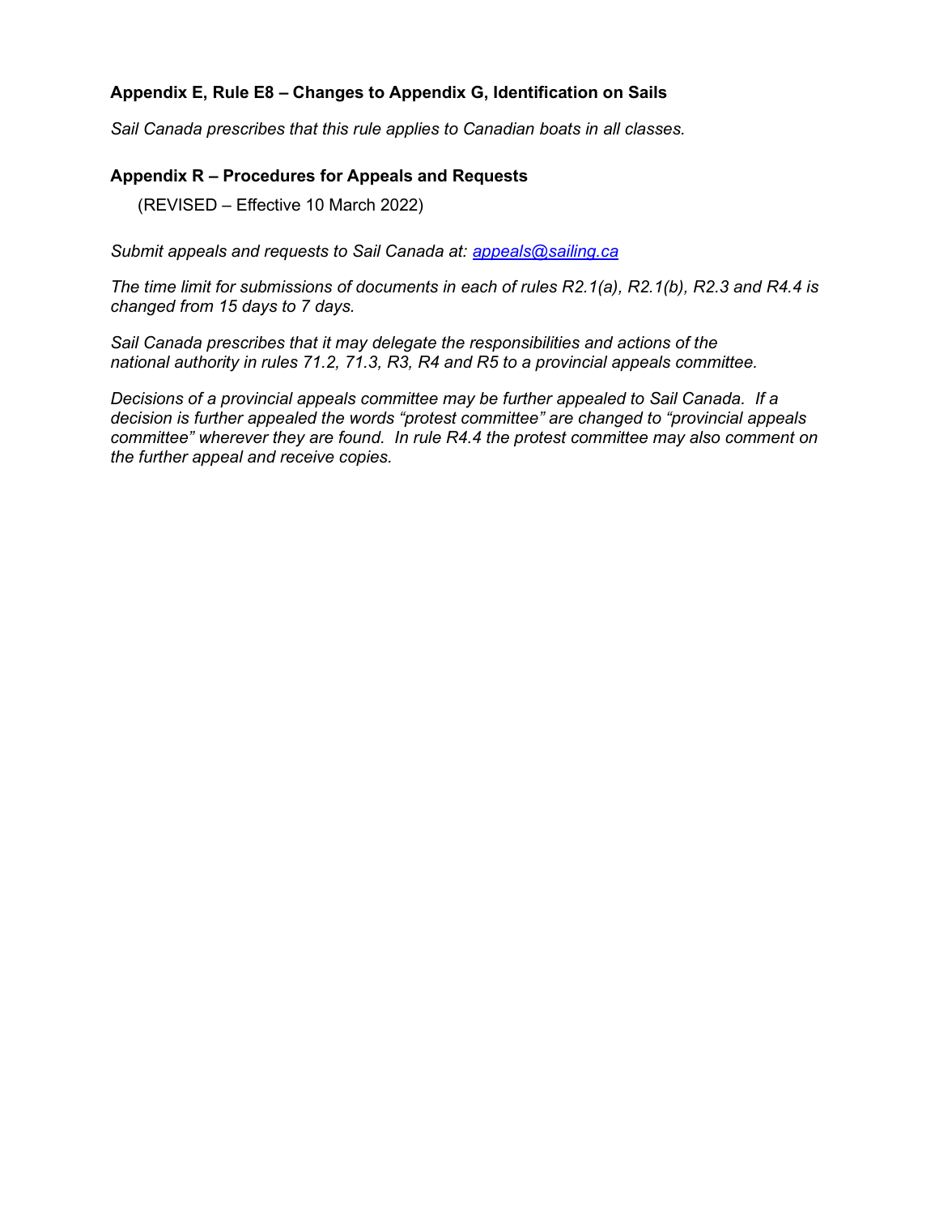### Appendix E, Rule E8 – Changes to Appendix G, Identification on Sails

*Sail Canada prescribes that this rule applies to Canadian boats in all classes.*

### Appendix R – Procedures for Appeals and Requests

(REVISED – Effective 10 March 2022)

*Submit appeals and requests to Sail Canada at: [appeals@sailing.ca](mailto:appeals@sailing.ca)*

*The time limit for submissions of documents in each of rules R2.1(a), R2.1(b), R2.3 and R4.4 is changed from 15 days to 7 days.*

*Sail Canada prescribes that it may delegate the responsibilities and actions of the national authority in rules 71.2, 71.3, R3, R4 and R5 to a provincial appeals committee.*

*Decisions of a provincial appeals committee may be further appealed to Sail Canada. If a decision is further appealed the words “protest committee” are changed to “provincial appeals committee” wherever they are found. In rule R4.4 the protest committee may also comment on the further appeal and receive copies.*